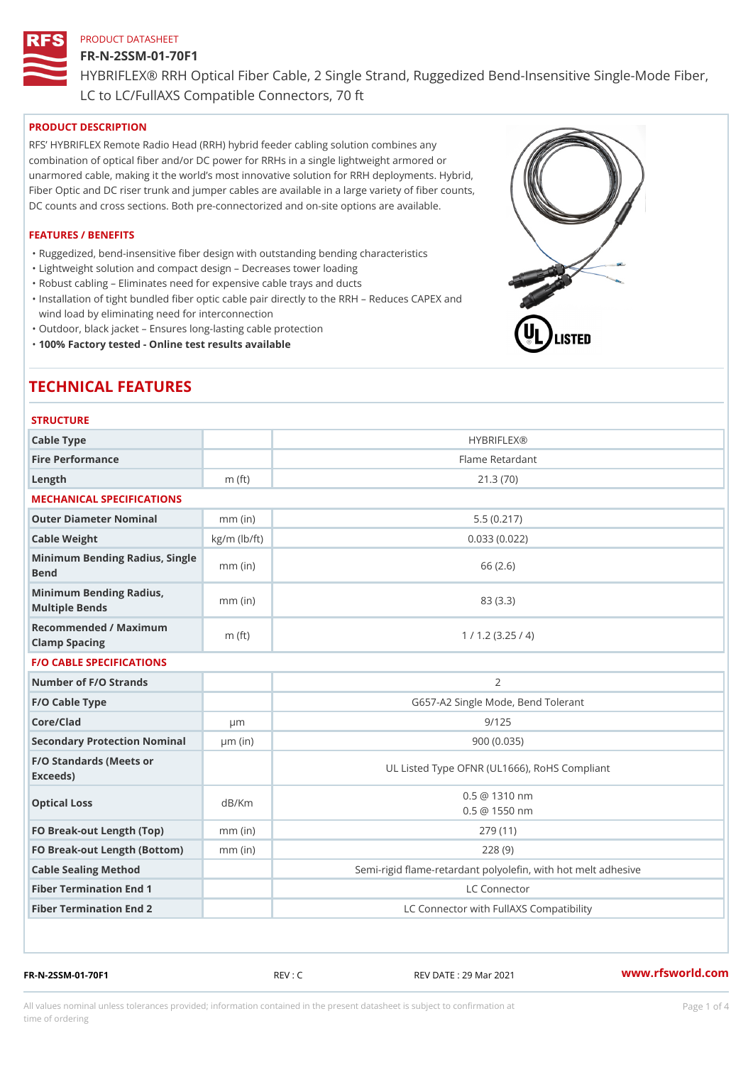PRODUCT DATASHEET

# FR-N-2SSM-01-70F1

HYBRIFLEX® RRH Optical Fiber Cable, 2 Single Strand, Ruggedized Bend-Insensitive Single-Mode Fiber, LC to LC/FullAXS Compatible Connectors, 70 ft

## PRODUCT DESCRIPTION

RFS' HYBRIFLEX Remote Radio Head (RRH) hybrid feeder cabling solution combines any combination of optical fiber and/or DC power for RRHs in a single lightweight armored or unarmored cable, making it the world's most innovative solution for RRH deployments. Hybrid, Fiber Optic and DC riser trunk and jumper cables are available in a large variety of fiber counts, DC counts and cross sections. Both pre-connectorized and on-site options are available.

## FEATURES / BENEFITS

- Ruggedized, bend-insensitive fiber design with outstanding bending characteristics
- Lightweight solution and compact design – Decreases tower loading
- Robust cabling – Eliminates need for expensive cable trays and ducts
- Installation of tight bundled fiber optic cable pair directly to the RRH – Reduces CAPEX and wind load by eliminating need for interconnection
- Outdoor, black jacket – Ensures long-lasting cable protection
- **100% Factory tested - Online test results available**

# TECHNICAL FEATURES

### STRUCTURE

| | | |
|---|---|---|
| Cable Type | | HYBRIFLEX® |
| Fire Performance | | Flame Retardant |
| Length | m (ft) | 21.3 (70) |

### MECHANICAL SPECIFICATIONS

| | | |
|---|---|---|
| Outer Diameter Nominal | mm (in) | 5.5 (0.217) |
| Cable Weight | kg/m (lb/ft) | 0.033 (0.022) |
| Minimum Bending Radius, Single Bend | mm (in) | 66 (2.6) |
| Minimum Bending Radius, Multiple Bends | mm (in) | 83 (3.3) |
| Recommended / Maximum Clamp Spacing | m (ft) | 1 / 1.2 (3.25 / 4) |

### F/O CABLE SPECIFICATIONS

| | | |
|---|---|---|
| Number of F/O Strands | | 2 |
| F/O Cable Type | | G657-A2 Single Mode, Bend Tolerant |
| Core/Clad | μm | 9/125 |
| Secondary Protection Nominal | μm (in) | 900 (0.035) |
| F/O Standards (Meets or Exceeds) | | UL Listed Type OFNR (UL1666), RoHS Compliant |
| Optical Loss | dB/Km | 0.5 @ 1310 nm<br>0.5 @ 1550 nm |
| FO Break-out Length (Top) | mm (in) | 279 (11) |
| FO Break-out Length (Bottom) | mm (in) | 228 (9) |
| Cable Sealing Method | | Semi-rigid flame-retardant polyolefin, with hot melt adhesive |
| Fiber Termination End 1 | | LC Connector |
| Fiber Termination End 2 | | LC Connector with FullAXS Compatibility |

FR-N-2SSM-01-70F1 REV : C REV DATE : 29 Mar 2021 www.rfsworld.com

All values nominal unless tolerances provided; information contained in the present datasheet is subject to confirmation at time of ordering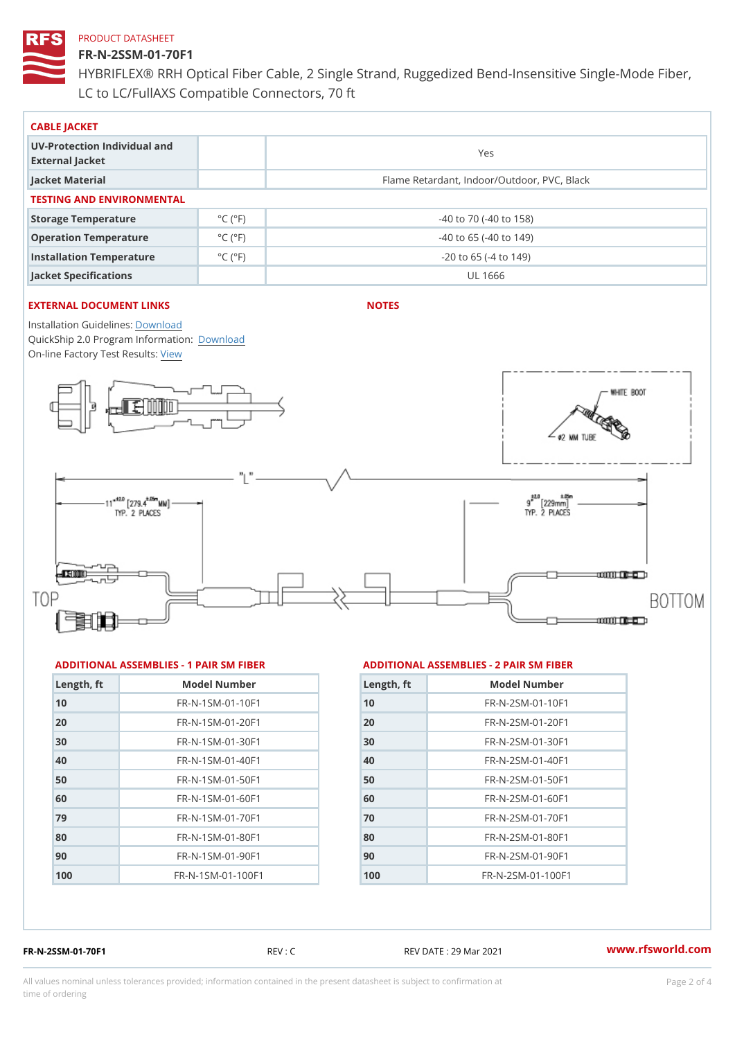PRODUCT DATASHEET

# FR-N-2SSM-01-70F1

HYBRIFLEX® RRH Optical Fiber Cable, 2 Single Strand, Ruggedized Bend-Insensitive Single-Mode Fiber, LC to LC/FullAXS Compatible Connectors, 70 ft

## CABLE JACKET

| | | |
|---|---|---|
| UV-Protection Individual and External Jacket | | Yes |
| Jacket Material | | Flame Retardant, Indoor/Outdoor, PVC, Black |

## TESTING AND ENVIRONMENTAL

| | | |
|---|---|---|
| Storage Temperature | °C (°F) | -40 to 70 (-40 to 158) |
| Operation Temperature | °C (°F) | -40 to 65 (-40 to 149) |
| Installation Temperature | °C (°F) | -20 to 65 (-4 to 149) |
| Jacket Specifications | | UL 1666 |

## EXTERNAL DOCUMENT LINKS

Installation Guidelines: Download
QuickShip 2.0 Program Information: Download
On-line Factory Test Results: View

## NOTES

## ADDITIONAL ASSEMBLIES - 1 PAIR SM FIBER

| Length, ft | Model Number |
|---|---|
| 10 | FR-N-1SM-01-10F1 |
| 20 | FR-N-1SM-01-20F1 |
| 30 | FR-N-1SM-01-30F1 |
| 40 | FR-N-1SM-01-40F1 |
| 50 | FR-N-1SM-01-50F1 |
| 60 | FR-N-1SM-01-60F1 |
| 79 | FR-N-1SM-01-70F1 |
| 80 | FR-N-1SM-01-80F1 |
| 90 | FR-N-1SM-01-90F1 |
| 100 | FR-N-1SM-01-100F1 |

## ADDITIONAL ASSEMBLIES - 2 PAIR SM FIBER

| Length, ft | Model Number |
|---|---|
| 10 | FR-N-2SM-01-10F1 |
| 20 | FR-N-2SM-01-20F1 |
| 30 | FR-N-2SM-01-30F1 |
| 40 | FR-N-2SM-01-40F1 |
| 50 | FR-N-2SM-01-50F1 |
| 60 | FR-N-2SM-01-60F1 |
| 70 | FR-N-2SM-01-70F1 |
| 80 | FR-N-2SM-01-80F1 |
| 90 | FR-N-2SM-01-90F1 |
| 100 | FR-N-2SM-01-100F1 |

FR-N-2SSM-01-70F1 REV : C REV DATE : 29 Mar 2021 www.rfsworld.com

All values nominal unless tolerances provided; information contained in the present datasheet is subject to confirmation at time of ordering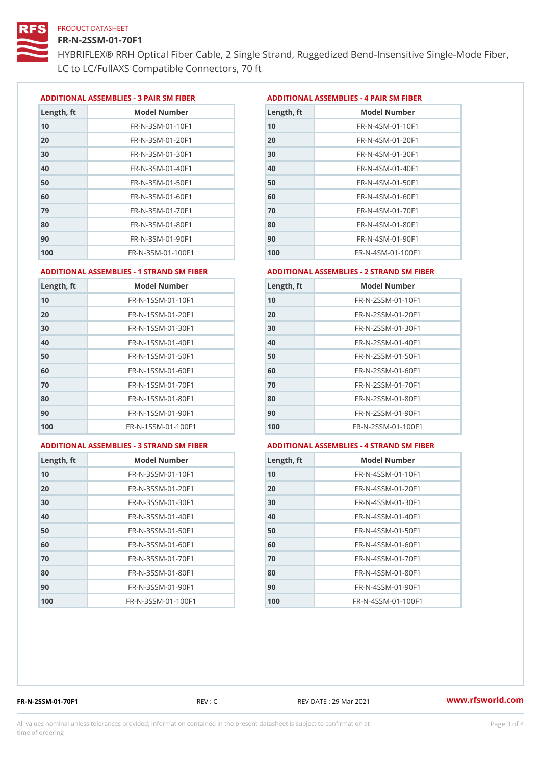PRODUCT DATASHEET

# FR-N-2SSM-01-70F1

HYBRIFLEX® RRH Optical Fiber Cable, 2 Single Strand, Ruggedized Bend-Insensitive Single-Mode Fiber, LC to LC/FullAXS Compatible Connectors, 70 ft

## ADDITIONAL ASSEMBLIES - 3 PAIR SM FIBER

| Length, ft | Model Number |
|---|---|
| 10 | FR-N-3SM-01-10F1 |
| 20 | FR-N-3SM-01-20F1 |
| 30 | FR-N-3SM-01-30F1 |
| 40 | FR-N-3SM-01-40F1 |
| 50 | FR-N-3SM-01-50F1 |
| 60 | FR-N-3SM-01-60F1 |
| 79 | FR-N-3SM-01-70F1 |
| 80 | FR-N-3SM-01-80F1 |
| 90 | FR-N-3SM-01-90F1 |
| 100 | FR-N-3SM-01-100F1 |

## ADDITIONAL ASSEMBLIES - 4 PAIR SM FIBER

| Length, ft | Model Number |
|---|---|
| 10 | FR-N-4SM-01-10F1 |
| 20 | FR-N-4SM-01-20F1 |
| 30 | FR-N-4SM-01-30F1 |
| 40 | FR-N-4SM-01-40F1 |
| 50 | FR-N-4SM-01-50F1 |
| 60 | FR-N-4SM-01-60F1 |
| 70 | FR-N-4SM-01-70F1 |
| 80 | FR-N-4SM-01-80F1 |
| 90 | FR-N-4SM-01-90F1 |
| 100 | FR-N-4SM-01-100F1 |

## ADDITIONAL ASSEMBLIES - 1 STRAND SM FIBER

| Length, ft | Model Number |
|---|---|
| 10 | FR-N-1SSM-01-10F1 |
| 20 | FR-N-1SSM-01-20F1 |
| 30 | FR-N-1SSM-01-30F1 |
| 40 | FR-N-1SSM-01-40F1 |
| 50 | FR-N-1SSM-01-50F1 |
| 60 | FR-N-1SSM-01-60F1 |
| 70 | FR-N-1SSM-01-70F1 |
| 80 | FR-N-1SSM-01-80F1 |
| 90 | FR-N-1SSM-01-90F1 |
| 100 | FR-N-1SSM-01-100F1 |

## ADDITIONAL ASSEMBLIES - 2 STRAND SM FIBER

| Length, ft | Model Number |
|---|---|
| 10 | FR-N-2SSM-01-10F1 |
| 20 | FR-N-2SSM-01-20F1 |
| 30 | FR-N-2SSM-01-30F1 |
| 40 | FR-N-2SSM-01-40F1 |
| 50 | FR-N-2SSM-01-50F1 |
| 60 | FR-N-2SSM-01-60F1 |
| 70 | FR-N-2SSM-01-70F1 |
| 80 | FR-N-2SSM-01-80F1 |
| 90 | FR-N-2SSM-01-90F1 |
| 100 | FR-N-2SSM-01-100F1 |

## ADDITIONAL ASSEMBLIES - 3 STRAND SM FIBER

| Length, ft | Model Number |
|---|---|
| 10 | FR-N-3SSM-01-10F1 |
| 20 | FR-N-3SSM-01-20F1 |
| 30 | FR-N-3SSM-01-30F1 |
| 40 | FR-N-3SSM-01-40F1 |
| 50 | FR-N-3SSM-01-50F1 |
| 60 | FR-N-3SSM-01-60F1 |
| 70 | FR-N-3SSM-01-70F1 |
| 80 | FR-N-3SSM-01-80F1 |
| 90 | FR-N-3SSM-01-90F1 |
| 100 | FR-N-3SSM-01-100F1 |

## ADDITIONAL ASSEMBLIES - 4 STRAND SM FIBER

| Length, ft | Model Number |
|---|---|
| 10 | FR-N-4SSM-01-10F1 |
| 20 | FR-N-4SSM-01-20F1 |
| 30 | FR-N-4SSM-01-30F1 |
| 40 | FR-N-4SSM-01-40F1 |
| 50 | FR-N-4SSM-01-50F1 |
| 60 | FR-N-4SSM-01-60F1 |
| 70 | FR-N-4SSM-01-70F1 |
| 80 | FR-N-4SSM-01-80F1 |
| 90 | FR-N-4SSM-01-90F1 |
| 100 | FR-N-4SSM-01-100F1 |

FR-N-2SSM-01-70F1 REV : C REV DATE : 29 Mar 2021 www.rfsworld.com

All values nominal unless tolerances provided; information contained in the present datasheet is subject to confirmation at time of ordering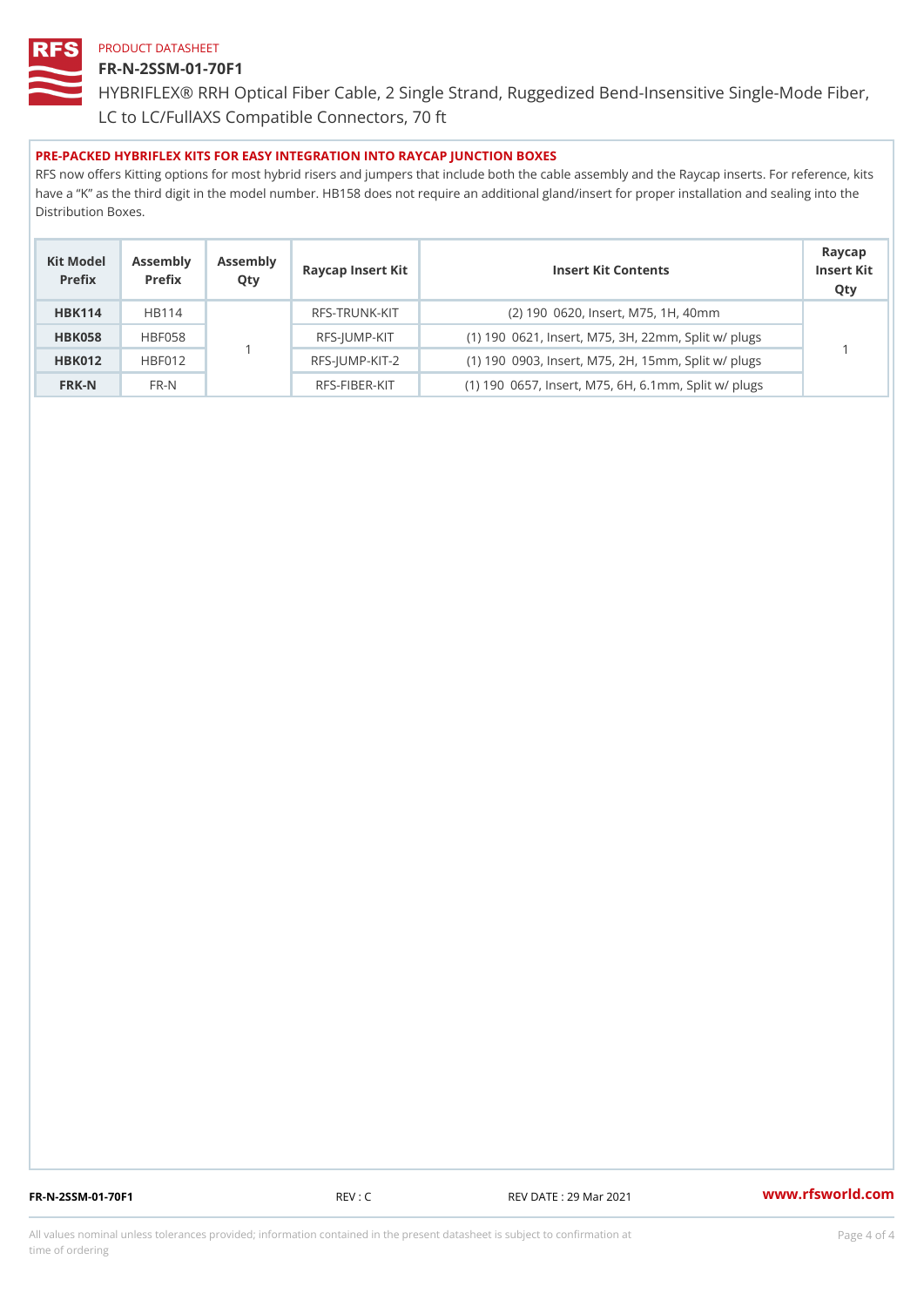PRODUCT DATASHEET

# FR-N-2SSM-01-70F1

## HYBRIFLEX® RRH Optical Fiber Cable, 2 Single Strand, Ruggedized Bend-Insensitive Single-Mode Fiber, LC to LC/FullAXS Compatible Connectors, 70 ft

### PRE-PACKED HYBRIFLEX KITS FOR EASY INTEGRATION INTO RAYCAP JUNCTION BOXES

RFS now offers Kitting options for most hybrid risers and jumpers that include both the cable assembly and the Raycap inserts. For reference, kits have a "K" as the third digit in the model number. HB158 does not require an additional gland/insert for proper installation and sealing into the Distribution Boxes.

| Kit Model Prefix | Assembly Prefix | Assembly Qty | Raycap Insert Kit | Insert Kit Contents | Raycap Insert Kit Qty |
|---|---|---|---|---|---|
| **HBK114** | HB114 | 1 | RFS-TRUNK-KIT | (2) 190_0620, Insert, M75, 1H, 40mm | 1 |
| **HBK058** | HBF058 | | RFS-JUMP-KIT | (1) 190_0621, Insert, M75, 3H, 22mm, Split w/ plugs | |
| **HBK012** | HBF012 | | RFS-JUMP-KIT-2 | (1) 190_0903, Insert, M75, 2H, 15mm, Split w/ plugs | |
| **FRK-N** | FR-N | | RFS-FIBER-KIT | (1) 190_0657, Insert, M75, 6H, 6.1mm, Split w/ plugs | |

FR-N-2SSM-01-70F1 REV : C REV DATE : 29 Mar 2021 www.rfsworld.com

All values nominal unless tolerances provided; information contained in the present datasheet is subject to confirmation at time of ordering